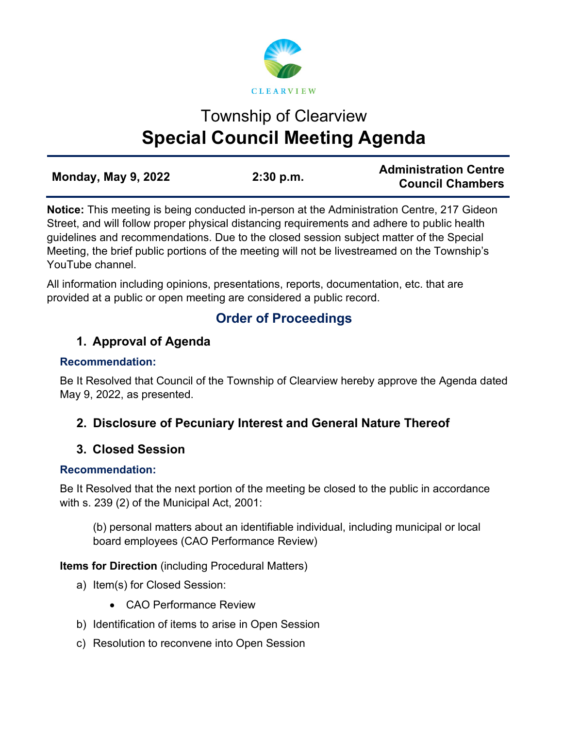CLEARVIEW

# Township of Clearview
# Special Council Meeting Agenda

| **Monday, May 9, 2022** | **2:30 p.m.** | **Administration Centre Council Chambers** |
|---|---|---|

**Notice:** This meeting is being conducted in-person at the Administration Centre, 217 Gideon Street, and will follow proper physical distancing requirements and adhere to public health guidelines and recommendations. Due to the closed session subject matter of the Special Meeting, the brief public portions of the meeting will not be livestreamed on the Township's YouTube channel.

All information including opinions, presentations, reports, documentation, etc. that are provided at a public or open meeting are considered a public record.

## Order of Proceedings

### 1. Approval of Agenda

**Recommendation:**

Be It Resolved that Council of the Township of Clearview hereby approve the Agenda dated May 9, 2022, as presented.

### 2. Disclosure of Pecuniary Interest and General Nature Thereof

### 3. Closed Session

**Recommendation:**

Be It Resolved that the next portion of the meeting be closed to the public in accordance with s. 239 (2) of the Municipal Act, 2001:

(b) personal matters about an identifiable individual, including municipal or local board employees (CAO Performance Review)

**Items for Direction** (including Procedural Matters)

a) Item(s) for Closed Session:
   - CAO Performance Review

b) Identification of items to arise in Open Session

c) Resolution to reconvene into Open Session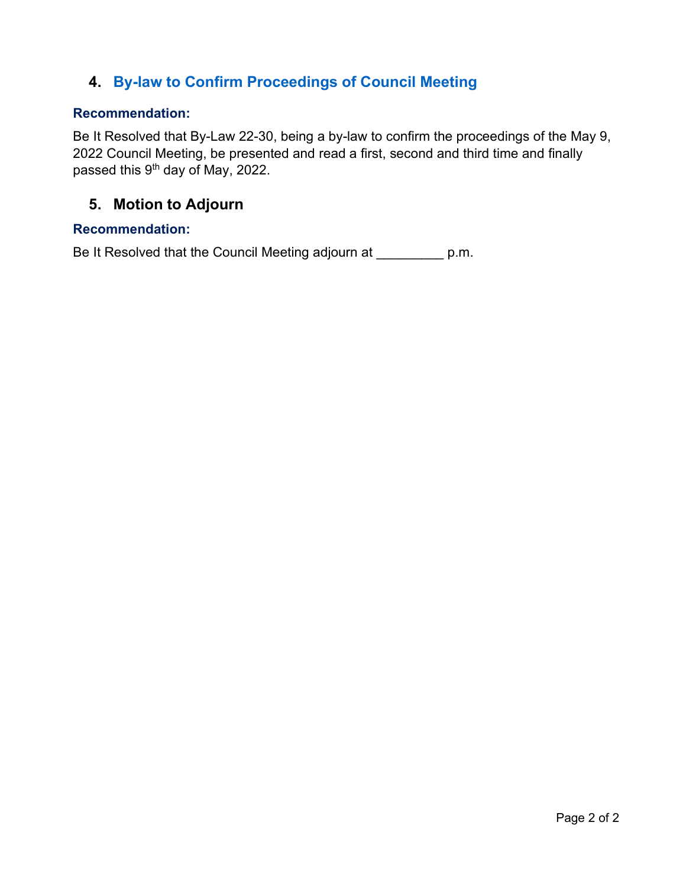## 4. By-law to Confirm Proceedings of Council Meeting

**Recommendation:**

Be It Resolved that By-Law 22-30, being a by-law to confirm the proceedings of the May 9, 2022 Council Meeting, be presented and read a first, second and third time and finally passed this 9th day of May, 2022.

## 5. Motion to Adjourn

**Recommendation:**

Be It Resolved that the Council Meeting adjourn at _________ p.m.